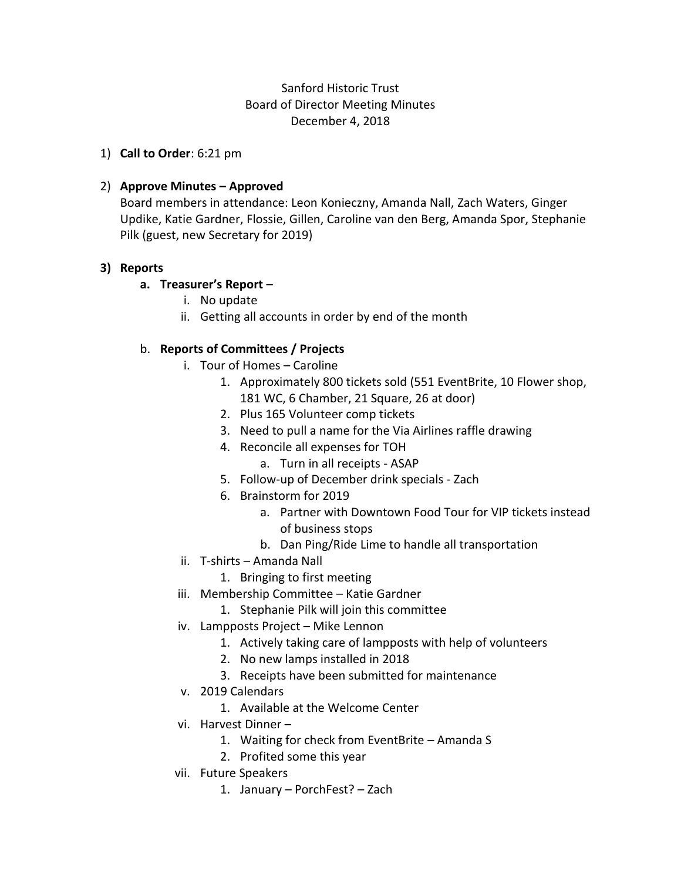Sanford Historic Trust
Board of Director Meeting Minutes
December 4, 2018

1) **Call to Order**: 6:21 pm

2) **Approve Minutes – Approved**
   Board members in attendance: Leon Konieczny, Amanda Nall, Zach Waters, Ginger Updike, Katie Gardner, Flossie, Gillen, Caroline van den Berg, Amanda Spor, Stephanie Pilk (guest, new Secretary for 2019)

3) **Reports**
   a. **Treasurer's Report** –
      i. No update
      ii. Getting all accounts in order by end of the month

   b. **Reports of Committees / Projects**
      i. Tour of Homes – Caroline
         1. Approximately 800 tickets sold (551 EventBrite, 10 Flower shop, 181 WC, 6 Chamber, 21 Square, 26 at door)
         2. Plus 165 Volunteer comp tickets
         3. Need to pull a name for the Via Airlines raffle drawing
         4. Reconcile all expenses for TOH
            a. Turn in all receipts - ASAP
         5. Follow-up of December drink specials - Zach
         6. Brainstorm for 2019
            a. Partner with Downtown Food Tour for VIP tickets instead of business stops
            b. Dan Ping/Ride Lime to handle all transportation
      ii. T-shirts – Amanda Nall
         1. Bringing to first meeting
      iii. Membership Committee – Katie Gardner
         1. Stephanie Pilk will join this committee
      iv. Lampposts Project – Mike Lennon
         1. Actively taking care of lampposts with help of volunteers
         2. No new lamps installed in 2018
         3. Receipts have been submitted for maintenance
      v. 2019 Calendars
         1. Available at the Welcome Center
      vi. Harvest Dinner –
         1. Waiting for check from EventBrite – Amanda S
         2. Profited some this year
      vii. Future Speakers
         1. January – PorchFest? – Zach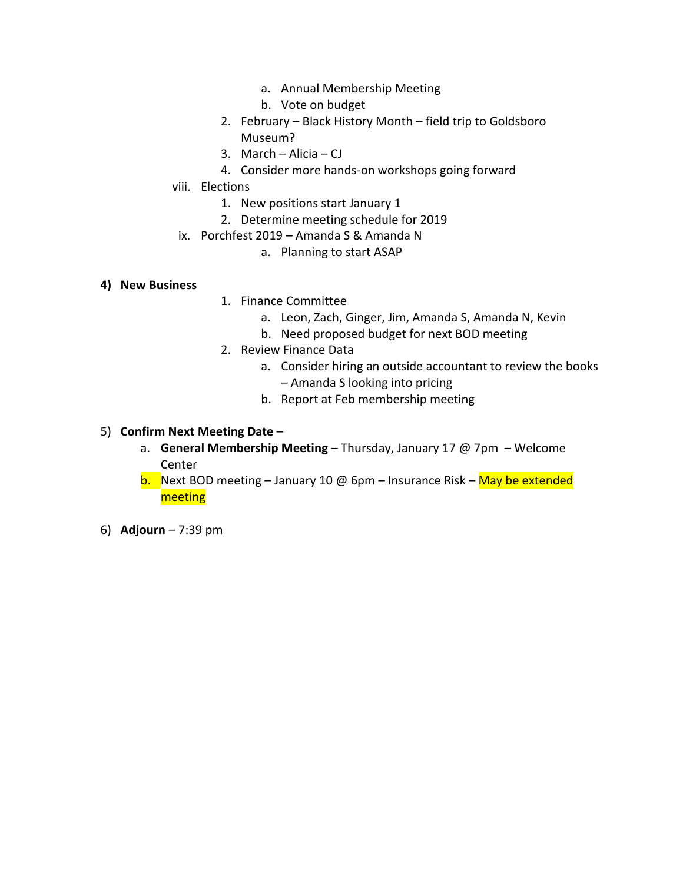a. Annual Membership Meeting
   b. Vote on budget
2. February – Black History Month – field trip to Goldsboro Museum?
3. March – Alicia – CJ
4. Consider more hands-on workshops going forward

viii. Elections
1. New positions start January 1
2. Determine meeting schedule for 2019

ix. Porchfest 2019 – Amanda S & Amanda N
   a. Planning to start ASAP

**4) New Business**

1. Finance Committee
   a. Leon, Zach, Ginger, Jim, Amanda S, Amanda N, Kevin
   b. Need proposed budget for next BOD meeting
2. Review Finance Data
   a. Consider hiring an outside accountant to review the books – Amanda S looking into pricing
   b. Report at Feb membership meeting

5) **Confirm Next Meeting Date** –
   a. **General Membership Meeting** – Thursday, January 17 @ 7pm – Welcome Center
   b. Next BOD meeting – January 10 @ 6pm – Insurance Risk – May be extended meeting

6) **Adjourn** – 7:39 pm